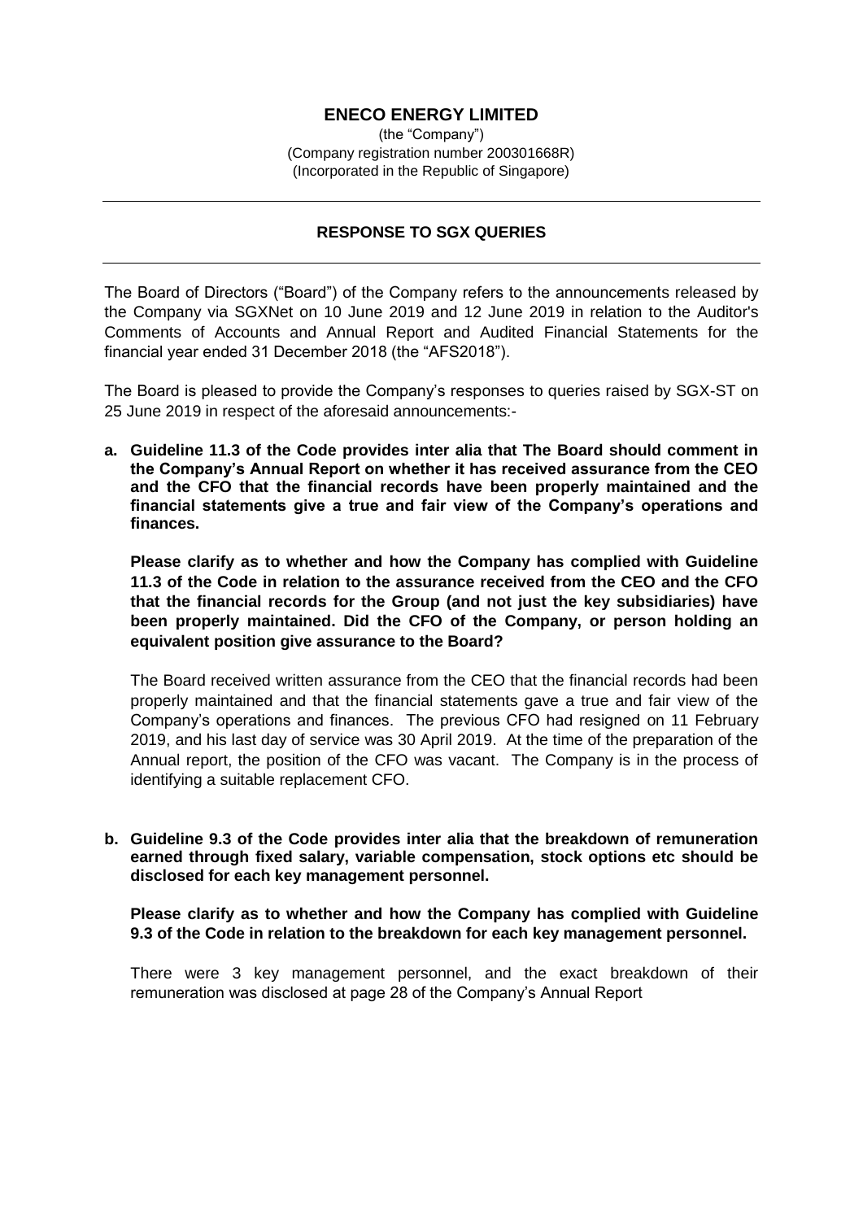# ENECO ENERGY LIMITED

(the "Company")
(Company registration number 200301668R)
(Incorporated in the Republic of Singapore)

---

## RESPONSE TO SGX QUERIES

---

The Board of Directors ("Board") of the Company refers to the announcements released by the Company via SGXNet on 10 June 2019 and 12 June 2019 in relation to the Auditor's Comments of Accounts and Annual Report and Audited Financial Statements for the financial year ended 31 December 2018 (the "AFS2018").

The Board is pleased to provide the Company's responses to queries raised by SGX-ST on 25 June 2019 in respect of the aforesaid announcements:-

**a. Guideline 11.3 of the Code provides inter alia that The Board should comment in the Company's Annual Report on whether it has received assurance from the CEO and the CFO that the financial records have been properly maintained and the financial statements give a true and fair view of the Company's operations and finances.**

**Please clarify as to whether and how the Company has complied with Guideline 11.3 of the Code in relation to the assurance received from the CEO and the CFO that the financial records for the Group (and not just the key subsidiaries) have been properly maintained. Did the CFO of the Company, or person holding an equivalent position give assurance to the Board?**

The Board received written assurance from the CEO that the financial records had been properly maintained and that the financial statements gave a true and fair view of the Company's operations and finances. The previous CFO had resigned on 11 February 2019, and his last day of service was 30 April 2019. At the time of the preparation of the Annual report, the position of the CFO was vacant. The Company is in the process of identifying a suitable replacement CFO.

**b. Guideline 9.3 of the Code provides inter alia that the breakdown of remuneration earned through fixed salary, variable compensation, stock options etc should be disclosed for each key management personnel.**

**Please clarify as to whether and how the Company has complied with Guideline 9.3 of the Code in relation to the breakdown for each key management personnel.**

There were 3 key management personnel, and the exact breakdown of their remuneration was disclosed at page 28 of the Company's Annual Report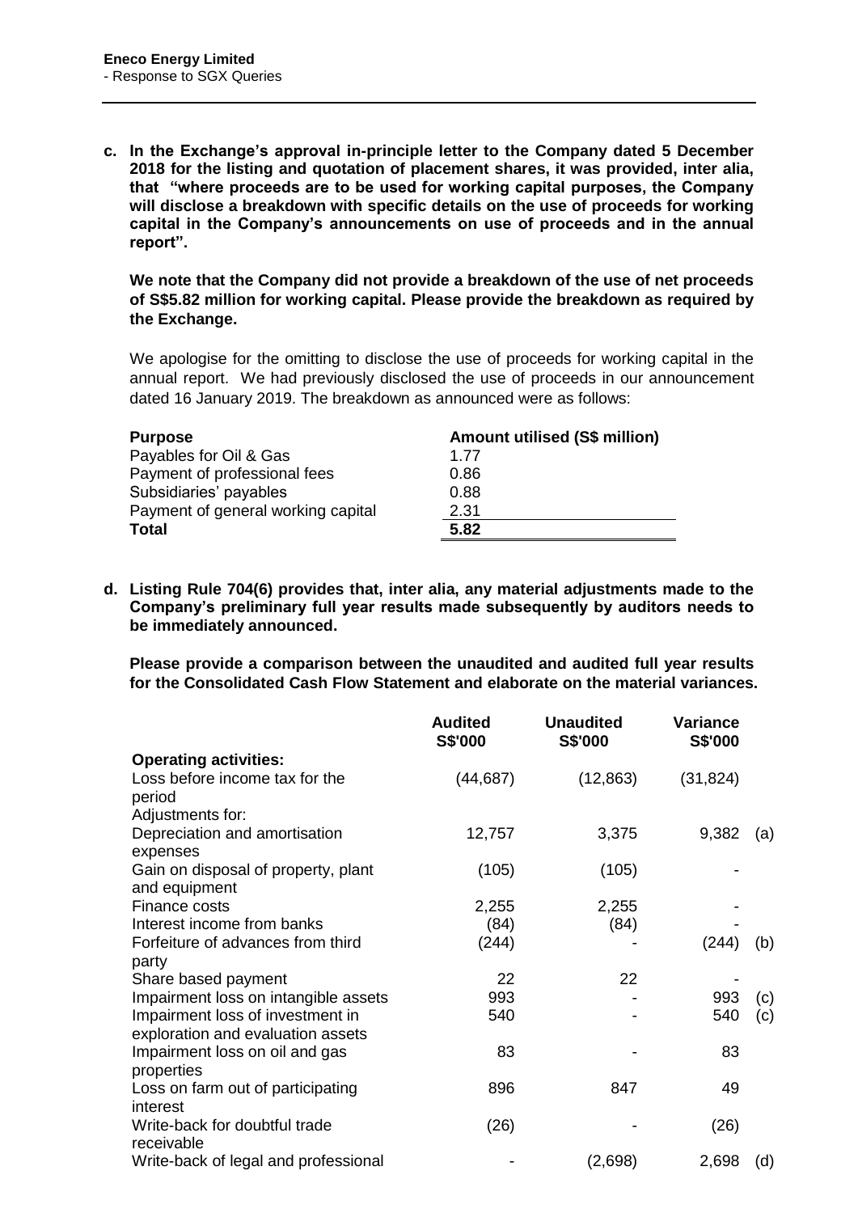**c. In the Exchange's approval in-principle letter to the Company dated 5 December 2018 for the listing and quotation of placement shares, it was provided, inter alia, that "where proceeds are to be used for working capital purposes, the Company will disclose a breakdown with specific details on the use of proceeds for working capital in the Company's announcements on use of proceeds and in the annual report".**

**We note that the Company did not provide a breakdown of the use of net proceeds of S$5.82 million for working capital. Please provide the breakdown as required by the Exchange.**

We apologise for the omitting to disclose the use of proceeds for working capital in the annual report. We had previously disclosed the use of proceeds in our announcement dated 16 January 2019. The breakdown as announced were as follows:

| **Purpose** | **Amount utilised (S$ million)** |
|---|---|
| Payables for Oil & Gas | 1.77 |
| Payment of professional fees | 0.86 |
| Subsidiaries' payables | 0.88 |
| Payment of general working capital | 2.31 |
| **Total** | **5.82** |

**d. Listing Rule 704(6) provides that, inter alia, any material adjustments made to the Company's preliminary full year results made subsequently by auditors needs to be immediately announced.**

**Please provide a comparison between the unaudited and audited full year results for the Consolidated Cash Flow Statement and elaborate on the material variances.**

| | **Audited S$'000** | **Unaudited S$'000** | **Variance S$'000** | |
|---|---|---|---|---|
| **Operating activities:** | | | | |
| Loss before income tax for the period | (44,687) | (12,863) | (31,824) | |
| Adjustments for: | | | | |
| Depreciation and amortisation expenses | 12,757 | 3,375 | 9,382 | (a) |
| Gain on disposal of property, plant and equipment | (105) | (105) | - | |
| Finance costs | 2,255 | 2,255 | - | |
| Interest income from banks | (84) | (84) | - | |
| Forfeiture of advances from third party | (244) | - | (244) | (b) |
| Share based payment | 22 | 22 | - | |
| Impairment loss on intangible assets | 993 | - | 993 | (c) |
| Impairment loss of investment in exploration and evaluation assets | 540 | - | 540 | (c) |
| Impairment loss on oil and gas properties | 83 | - | 83 | |
| Loss on farm out of participating interest | 896 | 847 | 49 | |
| Write-back for doubtful trade receivable | (26) | - | (26) | |
| Write-back of legal and professional | - | (2,698) | 2,698 | (d) |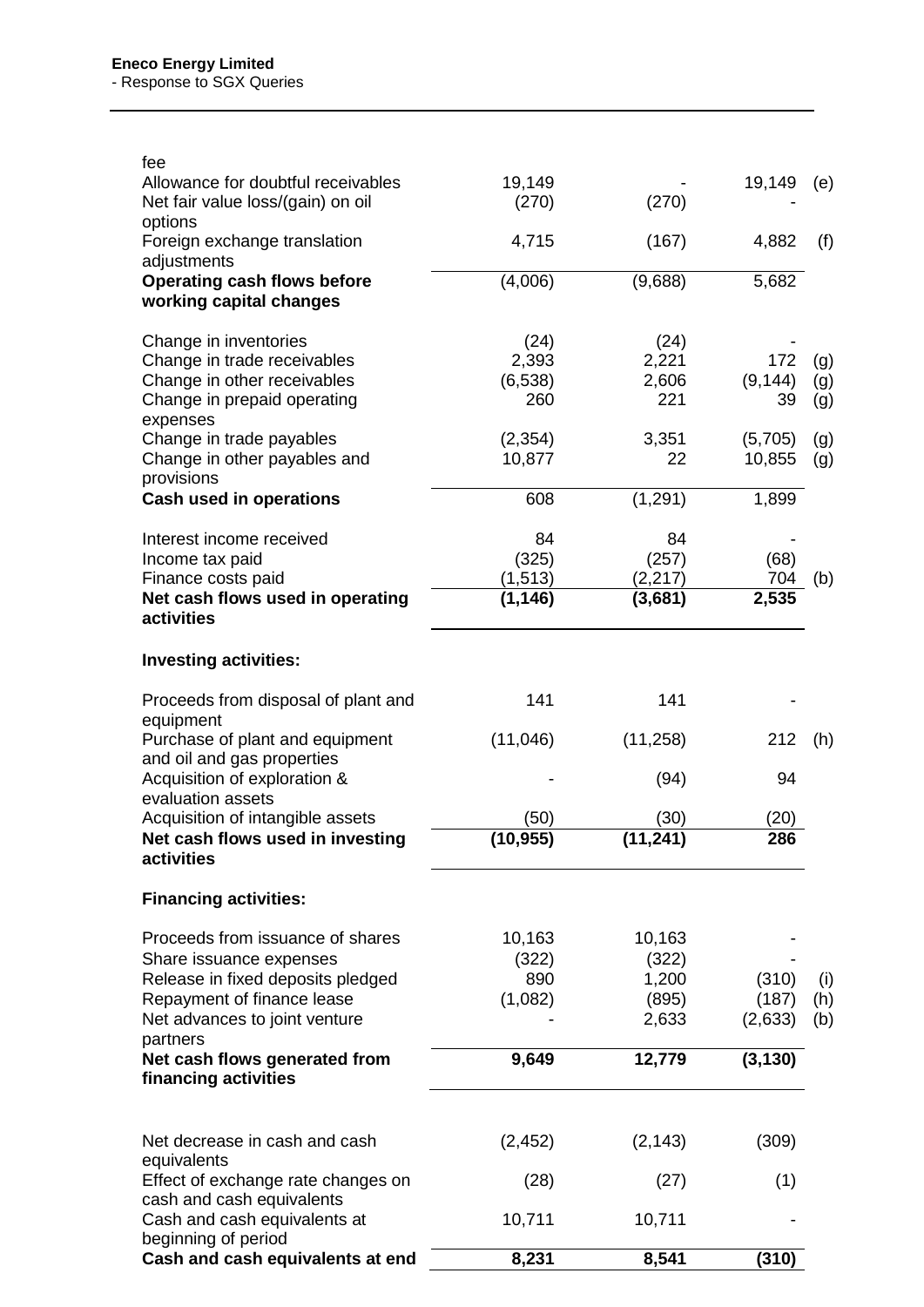| | | | | |
|---|---|---|---|---|
| fee | | | | |
| Allowance for doubtful receivables | 19,149 | - | 19,149 | (e) |
| Net fair value loss/(gain) on oil options | (270) | (270) | - | |
| Foreign exchange translation adjustments | 4,715 | (167) | 4,882 | (f) |
| **Operating cash flows before working capital changes** | (4,006) | (9,688) | 5,682 | |
| | | | | |
| Change in inventories | (24) | (24) | - | |
| Change in trade receivables | 2,393 | 2,221 | 172 | (g) |
| Change in other receivables | (6,538) | 2,606 | (9,144) | (g) |
| Change in prepaid operating expenses | 260 | 221 | 39 | (g) |
| Change in trade payables | (2,354) | 3,351 | (5,705) | (g) |
| Change in other payables and provisions | 10,877 | 22 | 10,855 | (g) |
| **Cash used in operations** | 608 | (1,291) | 1,899 | |
| | | | | |
| Interest income received | 84 | 84 | - | |
| Income tax paid | (325) | (257) | (68) | |
| Finance costs paid | (1,513) | (2,217) | 704 | (b) |
| **Net cash flows used in operating activities** | **(1,146)** | **(3,681)** | **2,535** | |
| | | | | |
| **Investing activities:** | | | | |
| | | | | |
| Proceeds from disposal of plant and equipment | 141 | 141 | - | |
| Purchase of plant and equipment and oil and gas properties | (11,046) | (11,258) | 212 | (h) |
| Acquisition of exploration & evaluation assets | - | (94) | 94 | |
| Acquisition of intangible assets | (50) | (30) | (20) | |
| **Net cash flows used in investing activities** | **(10,955)** | **(11,241)** | **286** | |
| | | | | |
| **Financing activities:** | | | | |
| | | | | |
| Proceeds from issuance of shares | 10,163 | 10,163 | - | |
| Share issuance expenses | (322) | (322) | - | |
| Release in fixed deposits pledged | 890 | 1,200 | (310) | (i) |
| Repayment of finance lease | (1,082) | (895) | (187) | (h) |
| Net advances to joint venture partners | - | 2,633 | (2,633) | (b) |
| **Net cash flows generated from financing activities** | **9,649** | **12,779** | **(3,130)** | |
| | | | | |
| Net decrease in cash and cash equivalents | (2,452) | (2,143) | (309) | |
| Effect of exchange rate changes on cash and cash equivalents | (28) | (27) | (1) | |
| Cash and cash equivalents at beginning of period | 10,711 | 10,711 | - | |
| **Cash and cash equivalents at end** | **8,231** | **8,541** | **(310)** | |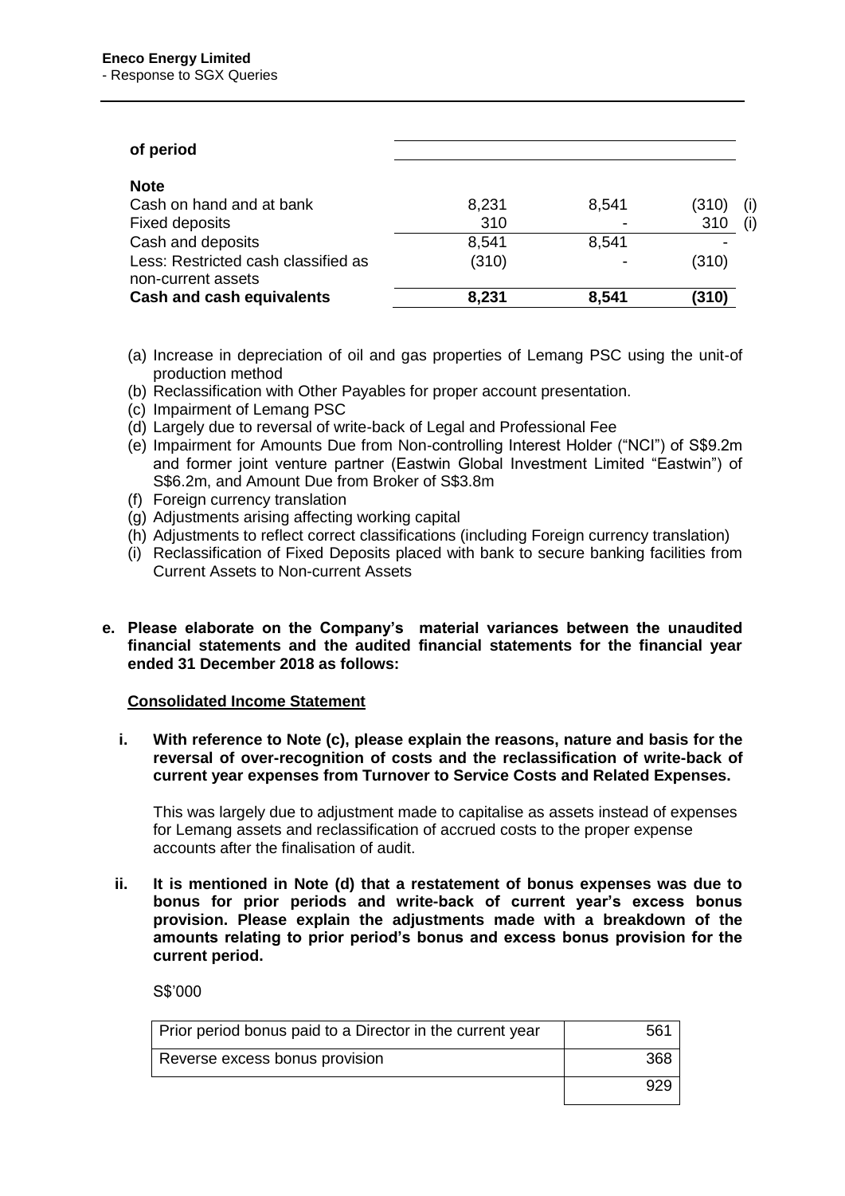| of period | | | | |
|---|---|---|---|---|
| **Note** | | | | |
| Cash on hand and at bank | 8,231 | 8,541 | (310) | (i) |
| Fixed deposits | 310 | - | 310 | (i) |
| Cash and deposits | 8,541 | 8,541 | - | |
| Less: Restricted cash classified as non-current assets | (310) | - | (310) | |
| **Cash and cash equivalents** | **8,231** | **8,541** | **(310)** | |

(a) Increase in depreciation of oil and gas properties of Lemang PSC using the unit-of production method
(b) Reclassification with Other Payables for proper account presentation.
(c) Impairment of Lemang PSC
(d) Largely due to reversal of write-back of Legal and Professional Fee
(e) Impairment for Amounts Due from Non-controlling Interest Holder ("NCI") of S$9.2m and former joint venture partner (Eastwin Global Investment Limited "Eastwin") of S$6.2m, and Amount Due from Broker of S$3.8m
(f) Foreign currency translation
(g) Adjustments arising affecting working capital
(h) Adjustments to reflect correct classifications (including Foreign currency translation)
(i) Reclassification of Fixed Deposits placed with bank to secure banking facilities from Current Assets to Non-current Assets

**e. Please elaborate on the Company's material variances between the unaudited financial statements and the audited financial statements for the financial year ended 31 December 2018 as follows:**

**Consolidated Income Statement**

**i. With reference to Note (c), please explain the reasons, nature and basis for the reversal of over-recognition of costs and the reclassification of write-back of current year expenses from Turnover to Service Costs and Related Expenses.**

This was largely due to adjustment made to capitalise as assets instead of expenses for Lemang assets and reclassification of accrued costs to the proper expense accounts after the finalisation of audit.

**ii. It is mentioned in Note (d) that a restatement of bonus expenses was due to bonus for prior periods and write-back of current year's excess bonus provision. Please explain the adjustments made with a breakdown of the amounts relating to prior period's bonus and excess bonus provision for the current period.**

S$'000

| | |
|---|---|
| Prior period bonus paid to a Director in the current year | 561 |
| Reverse excess bonus provision | 368 |
| | 929 |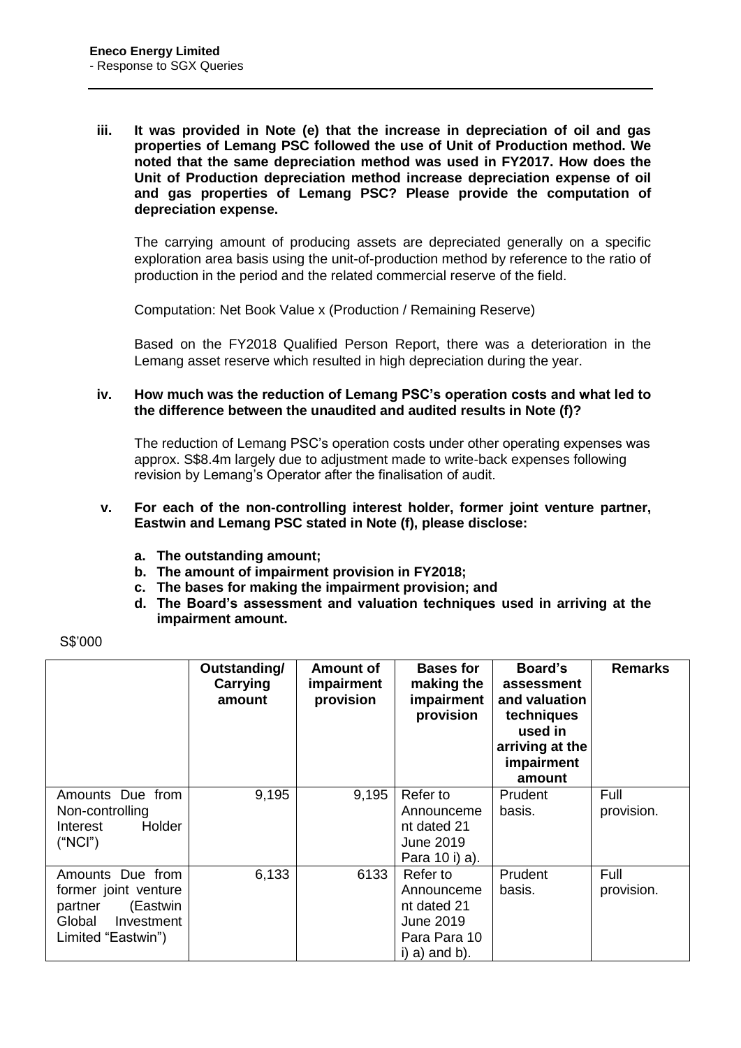iii. **It was provided in Note (e) that the increase in depreciation of oil and gas properties of Lemang PSC followed the use of Unit of Production method. We noted that the same depreciation method was used in FY2017. How does the Unit of Production depreciation method increase depreciation expense of oil and gas properties of Lemang PSC? Please provide the computation of depreciation expense.**

The carrying amount of producing assets are depreciated generally on a specific exploration area basis using the unit-of-production method by reference to the ratio of production in the period and the related commercial reserve of the field.

Computation: Net Book Value x (Production / Remaining Reserve)

Based on the FY2018 Qualified Person Report, there was a deterioration in the Lemang asset reserve which resulted in high depreciation during the year.

iv. **How much was the reduction of Lemang PSC's operation costs and what led to the difference between the unaudited and audited results in Note (f)?**

The reduction of Lemang PSC's operation costs under other operating expenses was approx. S$8.4m largely due to adjustment made to write-back expenses following revision by Lemang's Operator after the finalisation of audit.

v. **For each of the non-controlling interest holder, former joint venture partner, Eastwin and Lemang PSC stated in Note (f), please disclose:**

   a. **The outstanding amount;**
   b. **The amount of impairment provision in FY2018;**
   c. **The bases for making the impairment provision; and**
   d. **The Board's assessment and valuation techniques used in arriving at the impairment amount.**

S$'000

| | Outstanding/ Carrying amount | Amount of impairment provision | Bases for making the impairment provision | Board's assessment and valuation techniques used in arriving at the impairment amount | Remarks |
|---|---|---|---|---|---|
| Amounts Due from Non-controlling Interest Holder ("NCI") | 9,195 | 9,195 | Refer to Announcement dated 21 June 2019 Para 10 i) a). | Prudent basis. | Full provision. |
| Amounts Due from former joint venture partner (Eastwin Global Investment Limited "Eastwin") | 6,133 | 6133 | Refer to Announcement dated 21 June 2019 Para Para 10 i) a) and b). | Prudent basis. | Full provision. |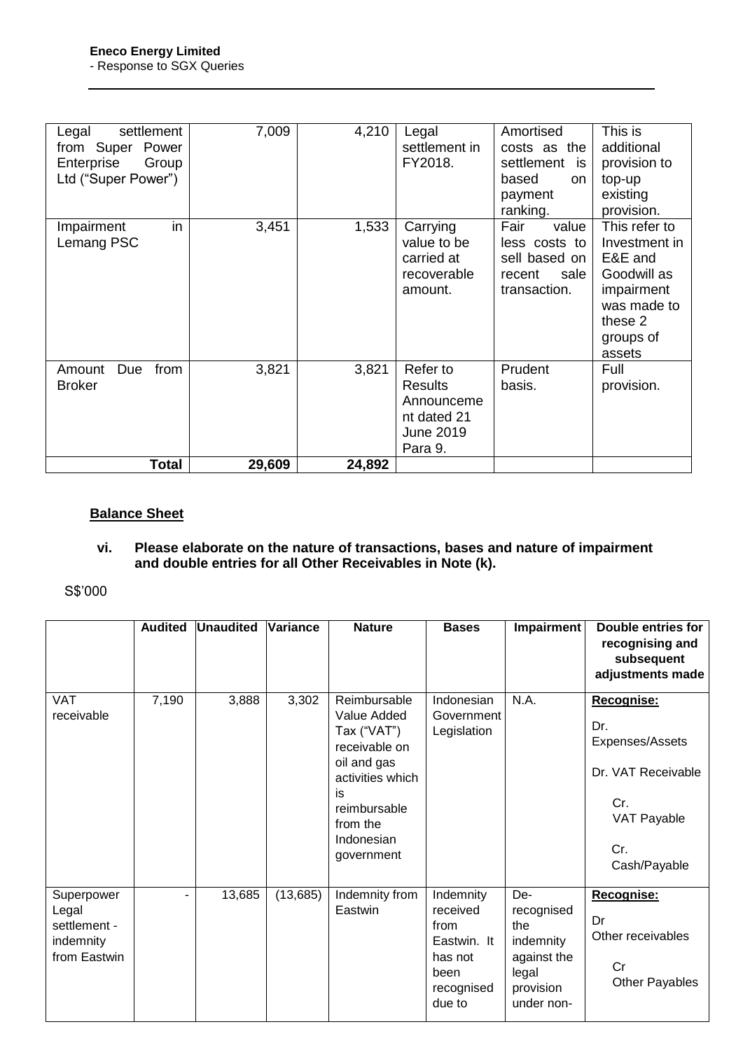| Legal settlement from Super Power Enterprise Group Ltd ("Super Power") | 7,009 | 4,210 | Legal settlement in FY2018. | Amortised costs as the settlement is based on payment ranking. | This is additional provision to top-up existing provision. |
|---|---|---|---|---|---|
| Impairment in Lemang PSC | 3,451 | 1,533 | Carrying value to be carried at recoverable amount. | Fair value less costs to sell based on recent sale transaction. | This refer to Investment in E&E and Goodwill as impairment was made to these 2 groups of assets |
| Amount Due from Broker | 3,821 | 3,821 | Refer to Results Announcement dated 21 June 2019 Para 9. | Prudent basis. | Full provision. |
| **Total** | **29,609** | **24,892** | | | |

**Balance Sheet**

**vi. Please elaborate on the nature of transactions, bases and nature of impairment and double entries for all Other Receivables in Note (k).**

S$'000

| | Audited | Unaudited | Variance | Nature | Bases | Impairment | Double entries for recognising and subsequent adjustments made |
|---|---|---|---|---|---|---|---|
| VAT receivable | 7,190 | 3,888 | 3,302 | Reimbursable Value Added Tax ("VAT") receivable on oil and gas activities which is reimbursable from the Indonesian government | Indonesian Government Legislation | N.A. | **Recognise:** Dr. Expenses/Assets Dr. VAT Receivable Cr. VAT Payable Cr. Cash/Payable |
| Superpower Legal settlement - indemnity from Eastwin | - | 13,685 | (13,685) | Indemnity from Eastwin | Indemnity received from Eastwin. It has not been recognised due to | De-recognised the indemnity against the legal provision under non- | **Recognise:** Dr Other receivables Cr Other Payables |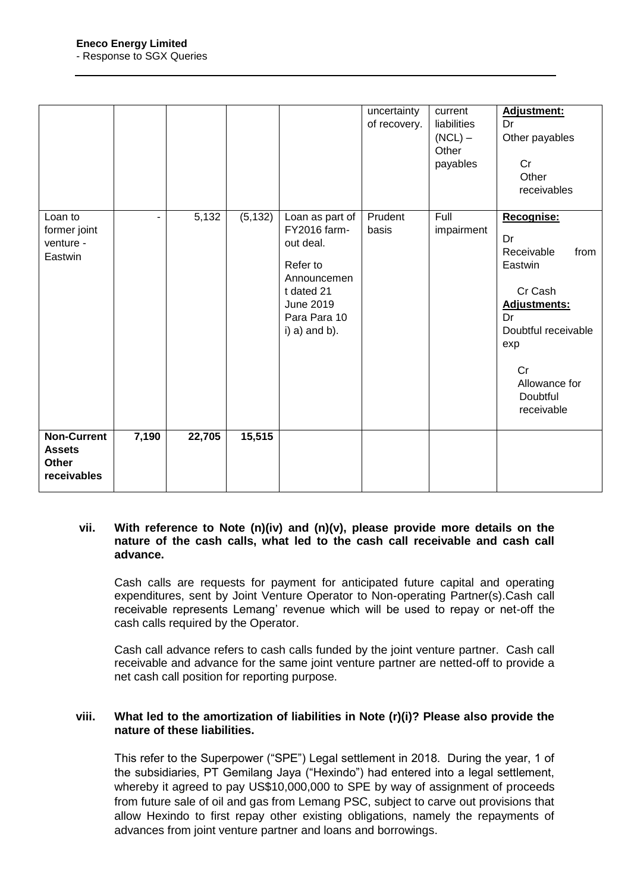| | | | | | uncertainty of recovery. | current liabilities (NCL) – Other payables | **Adjustment:** Dr Other payables Cr Other receivables |
|---|---|---|---|---|---|---|---|
| Loan to former joint venture - Eastwin | - | 5,132 | (5,132) | Loan as part of FY2016 farm-out deal. Refer to Announcement dated 21 June 2019 Para Para 10 i) a) and b). | Prudent basis | Full impairment | **Recognise:** Dr Receivable from Eastwin Cr Cash **Adjustments:** Dr Doubtful receivable exp Cr Allowance for Doubtful receivable |
| **Non-Current Assets Other receivables** | **7,190** | **22,705** | **15,515** | | | | |

**vii. With reference to Note (n)(iv) and (n)(v), please provide more details on the nature of the cash calls, what led to the cash call receivable and cash call advance.**

Cash calls are requests for payment for anticipated future capital and operating expenditures, sent by Joint Venture Operator to Non-operating Partner(s).Cash call receivable represents Lemang' revenue which will be used to repay or net-off the cash calls required by the Operator.

Cash call advance refers to cash calls funded by the joint venture partner. Cash call receivable and advance for the same joint venture partner are netted-off to provide a net cash call position for reporting purpose.

**viii. What led to the amortization of liabilities in Note (r)(i)? Please also provide the nature of these liabilities.**

This refer to the Superpower ("SPE") Legal settlement in 2018. During the year, 1 of the subsidiaries, PT Gemilang Jaya ("Hexindo") had entered into a legal settlement, whereby it agreed to pay US$10,000,000 to SPE by way of assignment of proceeds from future sale of oil and gas from Lemang PSC, subject to carve out provisions that allow Hexindo to first repay other existing obligations, namely the repayments of advances from joint venture partner and loans and borrowings.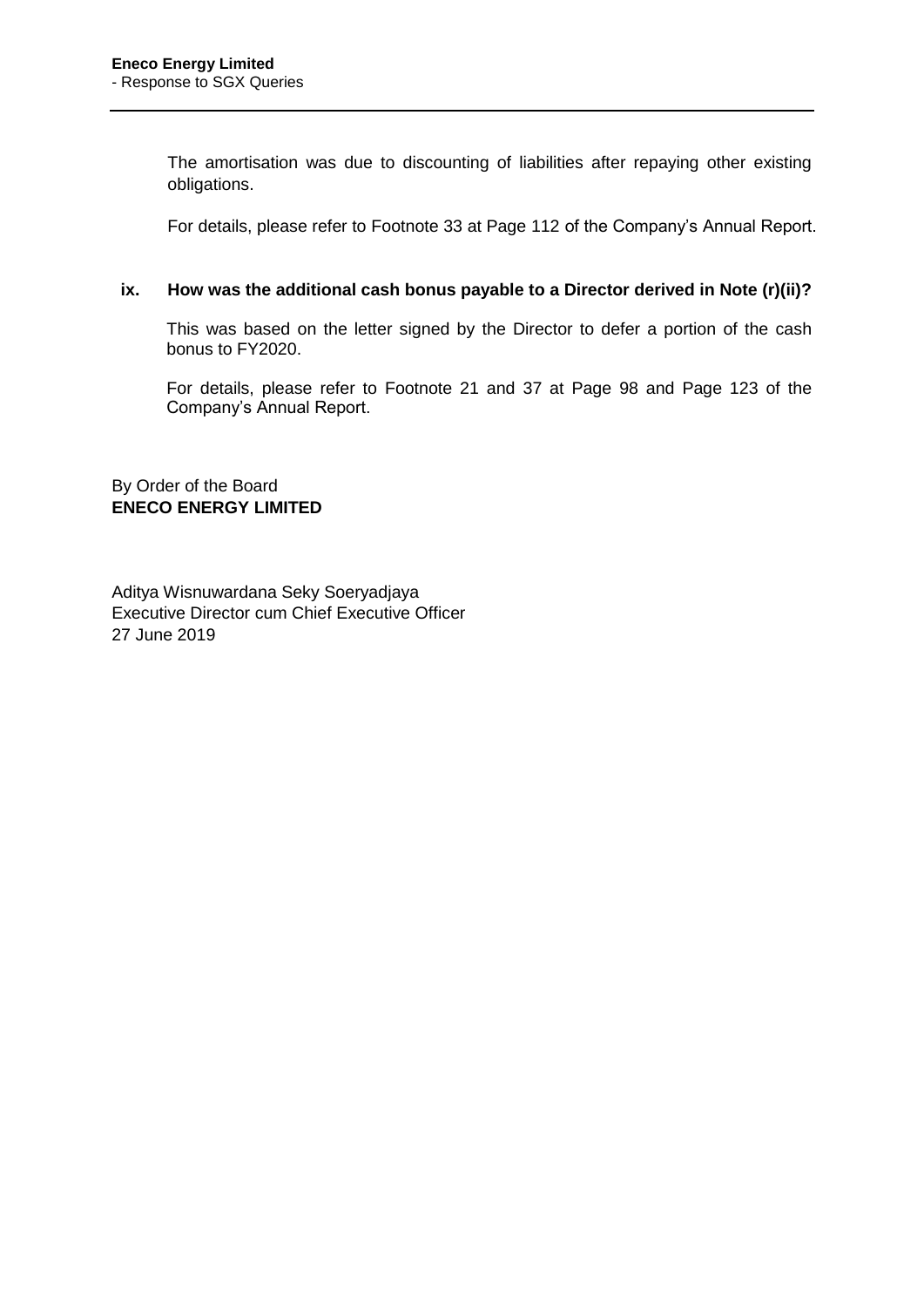The amortisation was due to discounting of liabilities after repaying other existing obligations.

For details, please refer to Footnote 33 at Page 112 of the Company's Annual Report.

**ix. How was the additional cash bonus payable to a Director derived in Note (r)(ii)?**

This was based on the letter signed by the Director to defer a portion of the cash bonus to FY2020.

For details, please refer to Footnote 21 and 37 at Page 98 and Page 123 of the Company's Annual Report.

By Order of the Board
**ENECO ENERGY LIMITED**

Aditya Wisnuwardana Seky Soeryadjaya
Executive Director cum Chief Executive Officer
27 June 2019